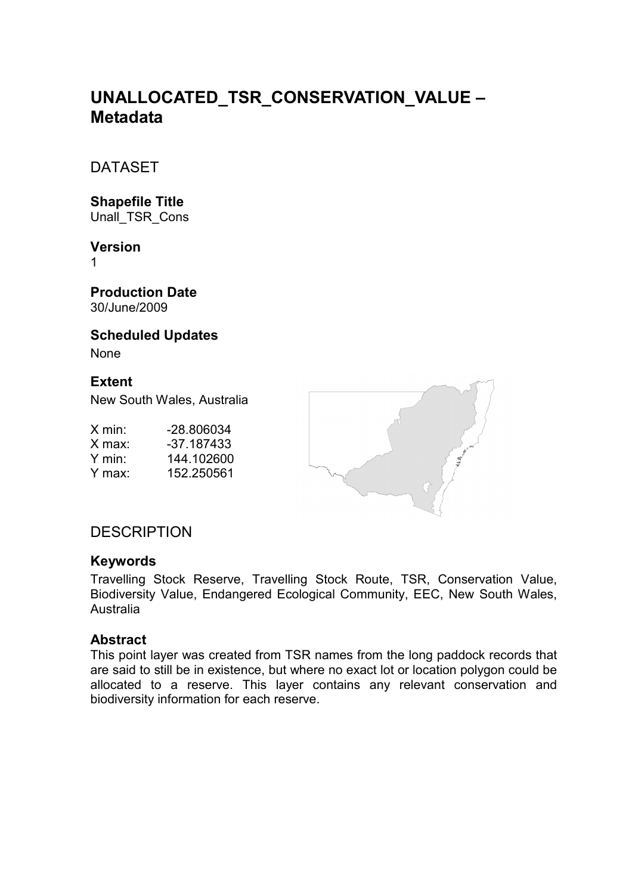# UNALLOCATED_TSR_CONSERVATION_VALUE – Metadata

## DATASET

### Shapefile Title

Unall_TSR_Cons

### Version

1

### Production Date

30/June/2009

### Scheduled Updates

None

### Extent

New South Wales, Australia

| | |
|---|---|
| X min: | -28.806034 |
| X max: | -37.187433 |
| Y min: | 144.102600 |
| Y max: | 152.250561 |

## DESCRIPTION

### Keywords

Travelling Stock Reserve, Travelling Stock Route, TSR, Conservation Value, Biodiversity Value, Endangered Ecological Community, EEC, New South Wales, Australia

### Abstract

This point layer was created from TSR names from the long paddock records that are said to still be in existence, but where no exact lot or location polygon could be allocated to a reserve. This layer contains any relevant conservation and biodiversity information for each reserve.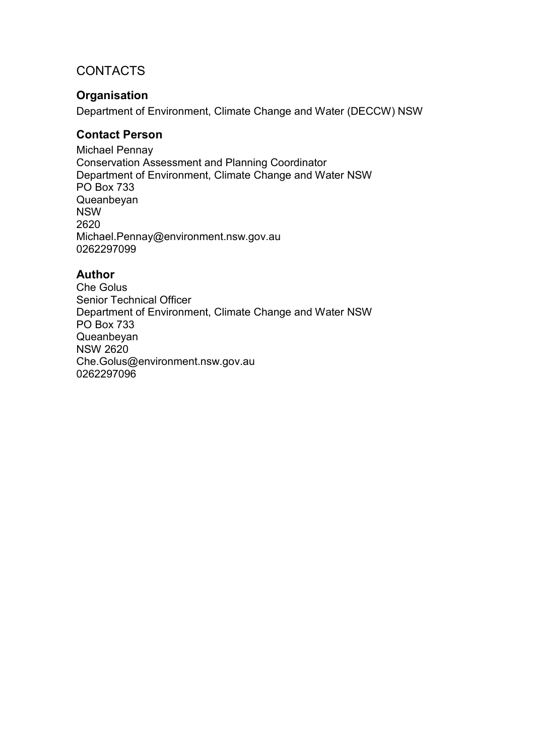# CONTACTS

## Organisation

Department of Environment, Climate Change and Water (DECCW) NSW

## Contact Person

Michael Pennay
Conservation Assessment and Planning Coordinator
Department of Environment, Climate Change and Water NSW
PO Box 733
Queanbeyan
NSW
2620
Michael.Pennay@environment.nsw.gov.au
0262297099

## Author

Che Golus
Senior Technical Officer
Department of Environment, Climate Change and Water NSW
PO Box 733
Queanbeyan
NSW 2620
Che.Golus@environment.nsw.gov.au
0262297096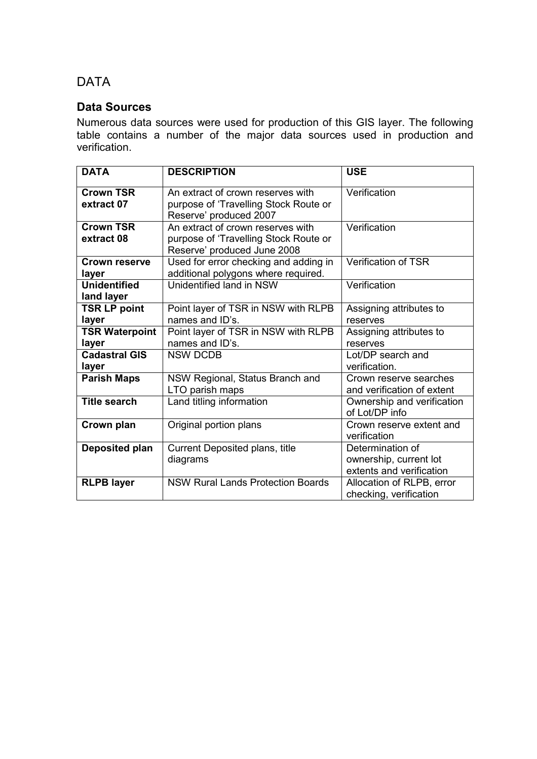# DATA

## Data Sources

Numerous data sources were used for production of this GIS layer. The following table contains a number of the major data sources used in production and verification.

| DATA | DESCRIPTION | USE |
|---|---|---|
| **Crown TSR extract 07** | An extract of crown reserves with purpose of 'Travelling Stock Route or Reserve' produced 2007 | Verification |
| **Crown TSR extract 08** | An extract of crown reserves with purpose of 'Travelling Stock Route or Reserve' produced June 2008 | Verification |
| **Crown reserve layer** | Used for error checking and adding in additional polygons where required. | Verification of TSR |
| **Unidentified land layer** | Unidentified land in NSW | Verification |
| **TSR LP point layer** | Point layer of TSR in NSW with RLPB names and ID's. | Assigning attributes to reserves |
| **TSR Waterpoint layer** | Point layer of TSR in NSW with RLPB names and ID's. | Assigning attributes to reserves |
| **Cadastral GIS layer** | NSW DCDB | Lot/DP search and verification. |
| **Parish Maps** | NSW Regional, Status Branch and LTO parish maps | Crown reserve searches and verification of extent |
| **Title search** | Land titling information | Ownership and verification of Lot/DP info |
| **Crown plan** | Original portion plans | Crown reserve extent and verification |
| **Deposited plan** | Current Deposited plans, title diagrams | Determination of ownership, current lot extents and verification |
| **RLPB layer** | NSW Rural Lands Protection Boards | Allocation of RLPB, error checking, verification |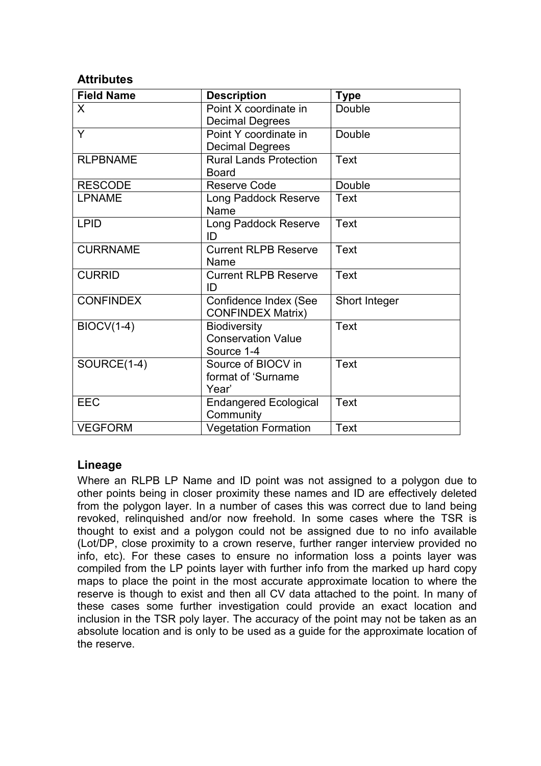### Attributes

| Field Name | Description | Type |
| --- | --- | --- |
| X | Point X coordinate in Decimal Degrees | Double |
| Y | Point Y coordinate in Decimal Degrees | Double |
| RLPBNAME | Rural Lands Protection Board | Text |
| RESCODE | Reserve Code | Double |
| LPNAME | Long Paddock Reserve Name | Text |
| LPID | Long Paddock Reserve ID | Text |
| CURRNAME | Current RLPB Reserve Name | Text |
| CURRID | Current RLPB Reserve ID | Text |
| CONFINDEX | Confidence Index (See CONFINDEX Matrix) | Short Integer |
| BIOCV(1-4) | Biodiversity Conservation Value Source 1-4 | Text |
| SOURCE(1-4) | Source of BIOCV in format of 'Surname Year' | Text |
| EEC | Endangered Ecological Community | Text |
| VEGFORM | Vegetation Formation | Text |

### Lineage

Where an RLPB LP Name and ID point was not assigned to a polygon due to other points being in closer proximity these names and ID are effectively deleted from the polygon layer. In a number of cases this was correct due to land being revoked, relinquished and/or now freehold. In some cases where the TSR is thought to exist and a polygon could not be assigned due to no info available (Lot/DP, close proximity to a crown reserve, further ranger interview provided no info, etc). For these cases to ensure no information loss a points layer was compiled from the LP points layer with further info from the marked up hard copy maps to place the point in the most accurate approximate location to where the reserve is though to exist and then all CV data attached to the point. In many of these cases some further investigation could provide an exact location and inclusion in the TSR poly layer. The accuracy of the point may not be taken as an absolute location and is only to be used as a guide for the approximate location of the reserve.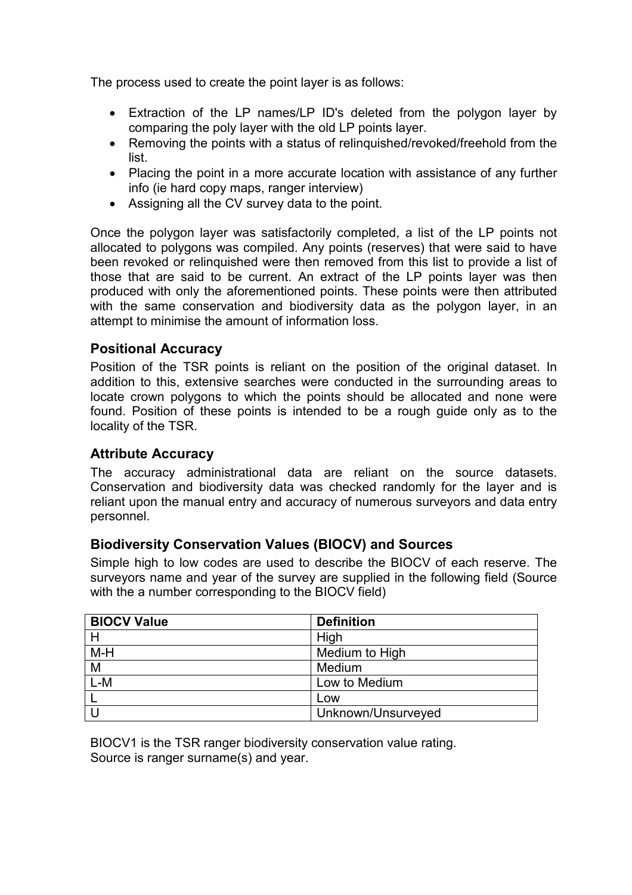The process used to create the point layer is as follows:

- Extraction of the LP names/LP ID's deleted from the polygon layer by comparing the poly layer with the old LP points layer.
- Removing the points with a status of relinquished/revoked/freehold from the list.
- Placing the point in a more accurate location with assistance of any further info (ie hard copy maps, ranger interview)
- Assigning all the CV survey data to the point.

Once the polygon layer was satisfactorily completed, a list of the LP points not allocated to polygons was compiled. Any points (reserves) that were said to have been revoked or relinquished were then removed from this list to provide a list of those that are said to be current. An extract of the LP points layer was then produced with only the aforementioned points. These points were then attributed with the same conservation and biodiversity data as the polygon layer, in an attempt to minimise the amount of information loss.

### Positional Accuracy

Position of the TSR points is reliant on the position of the original dataset. In addition to this, extensive searches were conducted in the surrounding areas to locate crown polygons to which the points should be allocated and none were found. Position of these points is intended to be a rough guide only as to the locality of the TSR.

### Attribute Accuracy

The accuracy administrational data are reliant on the source datasets. Conservation and biodiversity data was checked randomly for the layer and is reliant upon the manual entry and accuracy of numerous surveyors and data entry personnel.

### Biodiversity Conservation Values (BIOCV) and Sources

Simple high to low codes are used to describe the BIOCV of each reserve. The surveyors name and year of the survey are supplied in the following field (Source with the a number corresponding to the BIOCV field)

| BIOCV Value | Definition |
|---|---|
| H | High |
| M-H | Medium to High |
| M | Medium |
| L-M | Low to Medium |
| L | Low |
| U | Unknown/Unsurveyed |

BIOCV1 is the TSR ranger biodiversity conservation value rating.
Source is ranger surname(s) and year.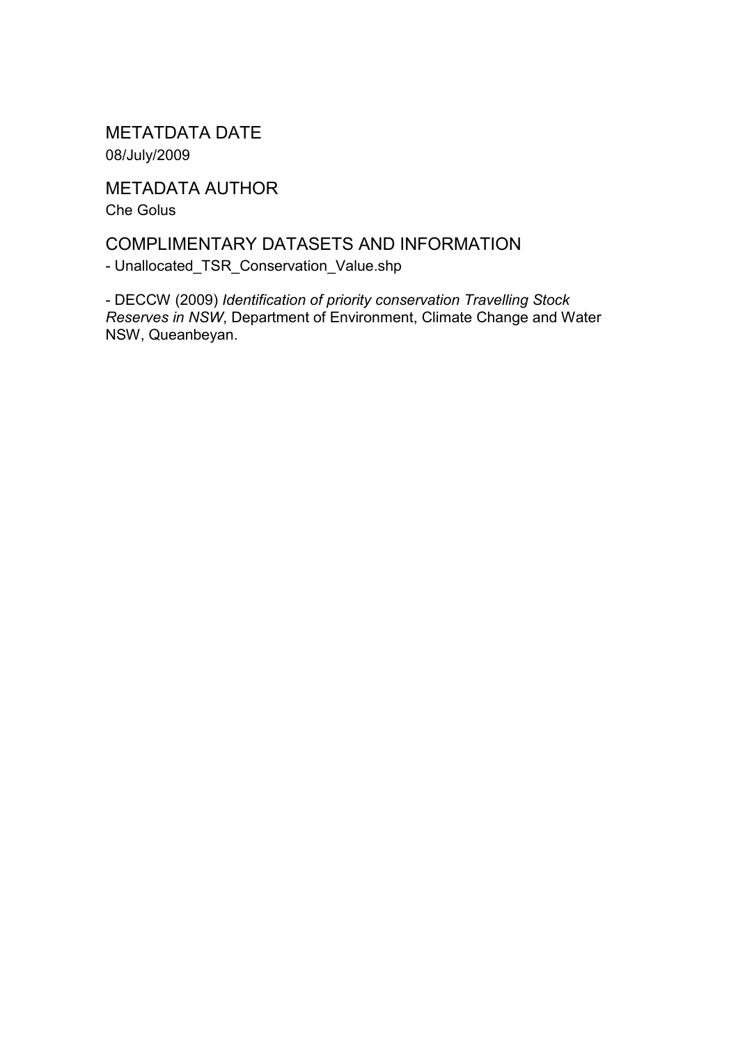## METATDATA DATE

08/July/2009

## METADATA AUTHOR

Che Golus

## COMPLIMENTARY DATASETS AND INFORMATION

- Unallocated_TSR_Conservation_Value.shp

- DECCW (2009) *Identification of priority conservation Travelling Stock Reserves in NSW*, Department of Environment, Climate Change and Water NSW, Queanbeyan.